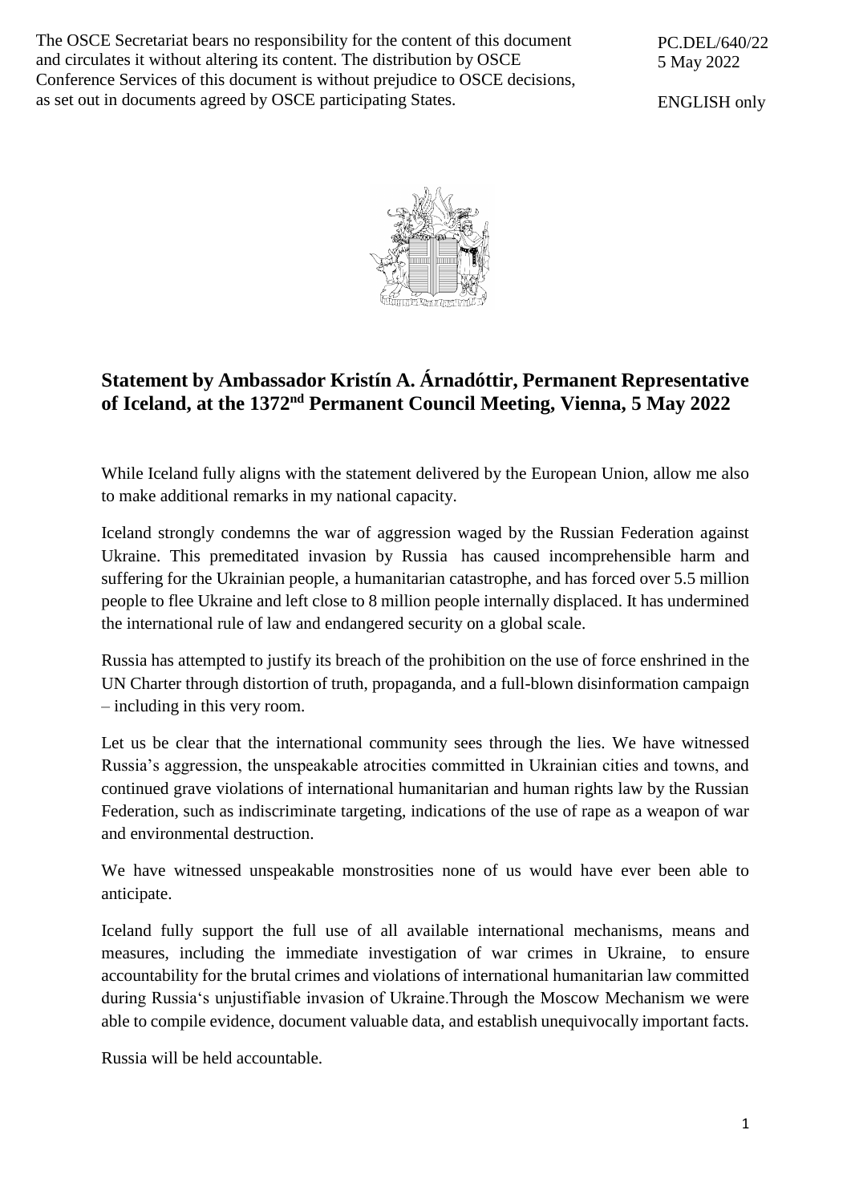The OSCE Secretariat bears no responsibility for the content of this document and circulates it without altering its content. The distribution by OSCE Conference Services of this document is without prejudice to OSCE decisions, as set out in documents agreed by OSCE participating States.

PC.DEL/640/22
5 May 2022

ENGLISH only

## Statement by Ambassador Kristín A. Árnadóttir, Permanent Representative of Iceland, at the 1372nd Permanent Council Meeting, Vienna, 5 May 2022

While Iceland fully aligns with the statement delivered by the European Union, allow me also to make additional remarks in my national capacity.

Iceland strongly condemns the war of aggression waged by the Russian Federation against Ukraine. This premeditated invasion by Russia has caused incomprehensible harm and suffering for the Ukrainian people, a humanitarian catastrophe, and has forced over 5.5 million people to flee Ukraine and left close to 8 million people internally displaced. It has undermined the international rule of law and endangered security on a global scale.

Russia has attempted to justify its breach of the prohibition on the use of force enshrined in the UN Charter through distortion of truth, propaganda, and a full-blown disinformation campaign – including in this very room.

Let us be clear that the international community sees through the lies. We have witnessed Russia's aggression, the unspeakable atrocities committed in Ukrainian cities and towns, and continued grave violations of international humanitarian and human rights law by the Russian Federation, such as indiscriminate targeting, indications of the use of rape as a weapon of war and environmental destruction.

We have witnessed unspeakable monstrosities none of us would have ever been able to anticipate.

Iceland fully support the full use of all available international mechanisms, means and measures, including the immediate investigation of war crimes in Ukraine, to ensure accountability for the brutal crimes and violations of international humanitarian law committed during Russia's unjustifiable invasion of Ukraine.Through the Moscow Mechanism we were able to compile evidence, document valuable data, and establish unequivocally important facts.

Russia will be held accountable.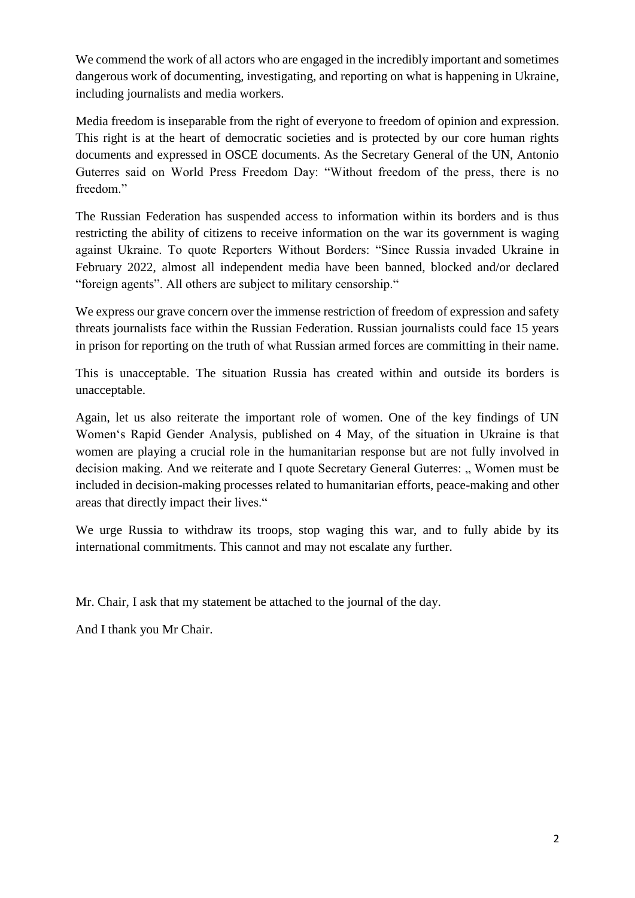We commend the work of all actors who are engaged in the incredibly important and sometimes dangerous work of documenting, investigating, and reporting on what is happening in Ukraine, including journalists and media workers.

Media freedom is inseparable from the right of everyone to freedom of opinion and expression. This right is at the heart of democratic societies and is protected by our core human rights documents and expressed in OSCE documents. As the Secretary General of the UN, Antonio Guterres said on World Press Freedom Day: "Without freedom of the press, there is no freedom."

The Russian Federation has suspended access to information within its borders and is thus restricting the ability of citizens to receive information on the war its government is waging against Ukraine. To quote Reporters Without Borders: "Since Russia invaded Ukraine in February 2022, almost all independent media have been banned, blocked and/or declared "foreign agents". All others are subject to military censorship."

We express our grave concern over the immense restriction of freedom of expression and safety threats journalists face within the Russian Federation. Russian journalists could face 15 years in prison for reporting on the truth of what Russian armed forces are committing in their name.

This is unacceptable. The situation Russia has created within and outside its borders is unacceptable.

Again, let us also reiterate the important role of women. One of the key findings of UN Women's Rapid Gender Analysis, published on 4 May, of the situation in Ukraine is that women are playing a crucial role in the humanitarian response but are not fully involved in decision making. And we reiterate and I quote Secretary General Guterres: „ Women must be included in decision-making processes related to humanitarian efforts, peace-making and other areas that directly impact their lives."

We urge Russia to withdraw its troops, stop waging this war, and to fully abide by its international commitments. This cannot and may not escalate any further.

Mr. Chair, I ask that my statement be attached to the journal of the day.

And I thank you Mr Chair.